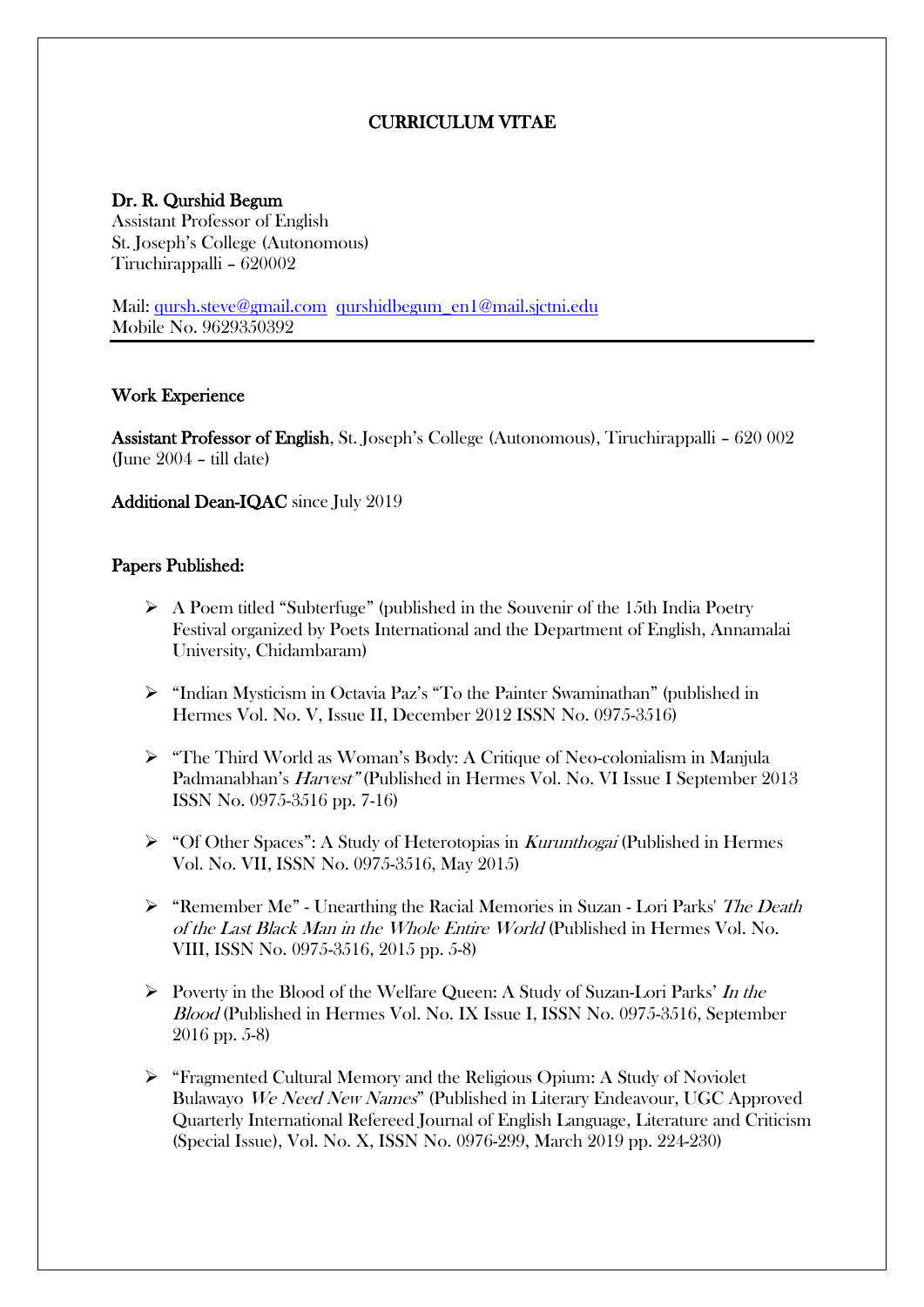# CURRICULUM VITAE

**Dr. R. Qurshid Begum**
Assistant Professor of English
St. Joseph's College (Autonomous)
Tiruchirappalli – 620002

Mail: qursh.steve@gmail.com  qurshidbegum_en1@mail.sjctni.edu
Mobile No. 9629350392

## Work Experience

**Assistant Professor of English**, St. Joseph's College (Autonomous), Tiruchirappalli – 620 002 (June 2004 – till date)

**Additional Dean-IQAC** since July 2019

## Papers Published:

- A Poem titled "Subterfuge" (published in the Souvenir of the 15th India Poetry Festival organized by Poets International and the Department of English, Annamalai University, Chidambaram)
- "Indian Mysticism in Octavia Paz's "To the Painter Swaminathan" (published in Hermes Vol. No. V, Issue II, December 2012 ISSN No. 0975-3516)
- "The Third World as Woman's Body: A Critique of Neo-colonialism in Manjula Padmanabhan's *Harvest"* (Published in Hermes Vol. No. VI Issue I September 2013 ISSN No. 0975-3516 pp. 7-16)
- "Of Other Spaces": A Study of Heterotopias in *Kurunthogai* (Published in Hermes Vol. No. VII, ISSN No. 0975-3516, May 2015)
- "Remember Me" - Unearthing the Racial Memories in Suzan - Lori Parks' *The Death of the Last Black Man in the Whole Entire World* (Published in Hermes Vol. No. VIII, ISSN No. 0975-3516, 2015 pp. 5-8)
- Poverty in the Blood of the Welfare Queen: A Study of Suzan-Lori Parks' *In the Blood* (Published in Hermes Vol. No. IX Issue I, ISSN No. 0975-3516, September 2016 pp. 5-8)
- "Fragmented Cultural Memory and the Religious Opium: A Study of Noviolet Bulawayo *We Need New Names*" (Published in Literary Endeavour, UGC Approved Quarterly International Refereed Journal of English Language, Literature and Criticism (Special Issue), Vol. No. X, ISSN No. 0976-299, March 2019 pp. 224-230)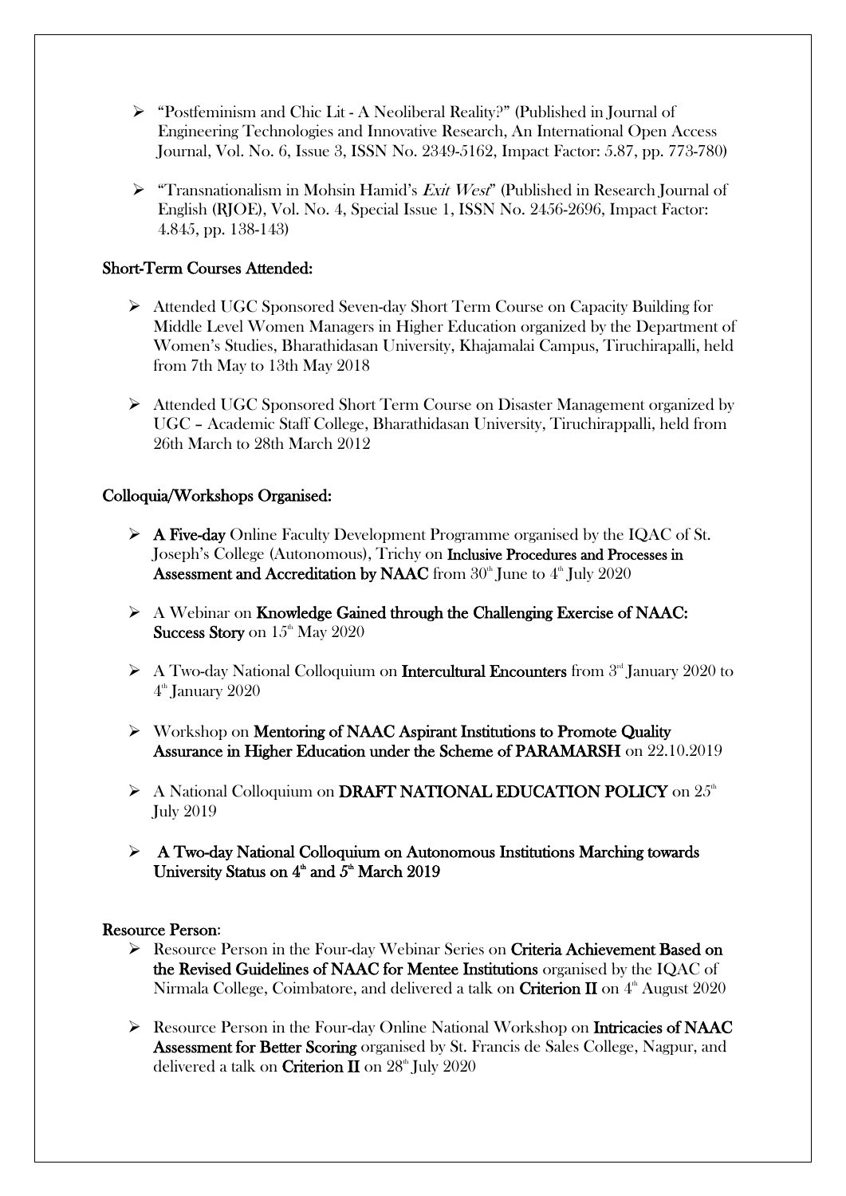- "Postfeminism and Chic Lit - A Neoliberal Reality?" (Published in Journal of Engineering Technologies and Innovative Research, An International Open Access Journal, Vol. No. 6, Issue 3, ISSN No. 2349-5162, Impact Factor: 5.87, pp. 773-780)

- "Transnationalism in Mohsin Hamid's *Exit West*" (Published in Research Journal of English (RJOE), Vol. No. 4, Special Issue 1, ISSN No. 2456-2696, Impact Factor: 4.845, pp. 138-143)

### Short-Term Courses Attended:

- Attended UGC Sponsored Seven-day Short Term Course on Capacity Building for Middle Level Women Managers in Higher Education organized by the Department of Women's Studies, Bharathidasan University, Khajamalai Campus, Tiruchirapalli, held from 7th May to 13th May 2018

- Attended UGC Sponsored Short Term Course on Disaster Management organized by UGC – Academic Staff College, Bharathidasan University, Tiruchirappalli, held from 26th March to 28th March 2012

### Colloquia/Workshops Organised:

- **A Five-day** Online Faculty Development Programme organised by the IQAC of St. Joseph's College (Autonomous), Trichy on **Inclusive Procedures and Processes in Assessment and Accreditation by NAAC** from 30th June to 4th July 2020

- A Webinar on **Knowledge Gained through the Challenging Exercise of NAAC: Success Story** on 15th May 2020

- A Two-day National Colloquium on **Intercultural Encounters** from 3rd January 2020 to 4th January 2020

- Workshop on **Mentoring of NAAC Aspirant Institutions to Promote Quality Assurance in Higher Education under the Scheme of PARAMARSH** on 22.10.2019

- A National Colloquium on **DRAFT NATIONAL EDUCATION POLICY** on 25th July 2019

- **A Two-day National Colloquium on Autonomous Institutions Marching towards University Status on 4th and 5th March 2019**

### Resource Person:

- Resource Person in the Four-day Webinar Series on **Criteria Achievement Based on the Revised Guidelines of NAAC for Mentee Institutions** organised by the IQAC of Nirmala College, Coimbatore, and delivered a talk on **Criterion II** on 4th August 2020

- Resource Person in the Four-day Online National Workshop on **Intricacies of NAAC Assessment for Better Scoring** organised by St. Francis de Sales College, Nagpur, and delivered a talk on **Criterion II** on 28th July 2020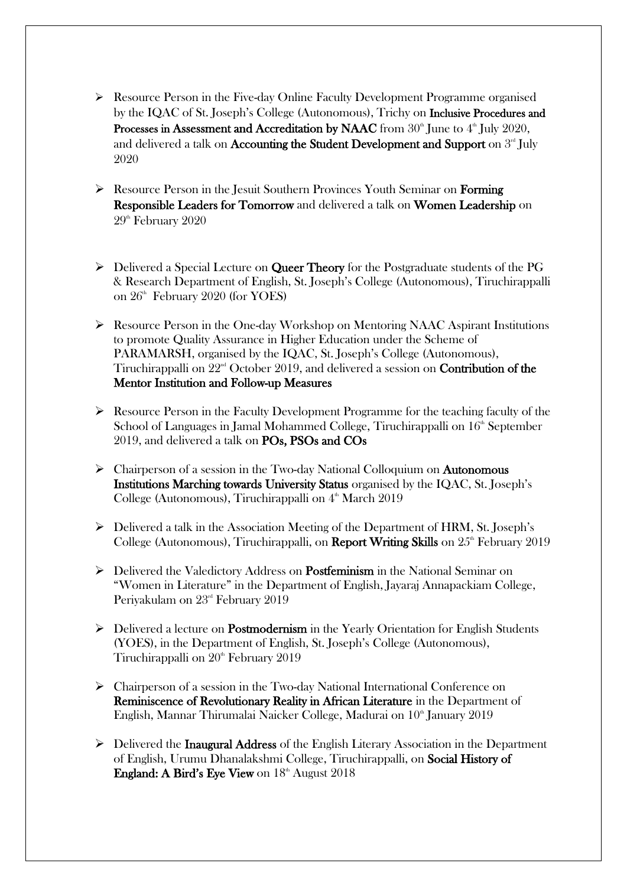- Resource Person in the Five-day Online Faculty Development Programme organised by the IQAC of St. Joseph's College (Autonomous), Trichy on **Inclusive Procedures and Processes in Assessment and Accreditation by NAAC** from 30th June to 4th July 2020, and delivered a talk on **Accounting the Student Development and Support** on 3rd July 2020

- Resource Person in the Jesuit Southern Provinces Youth Seminar on **Forming Responsible Leaders for Tomorrow** and delivered a talk on **Women Leadership** on 29th February 2020

- Delivered a Special Lecture on **Queer Theory** for the Postgraduate students of the PG & Research Department of English, St. Joseph's College (Autonomous), Tiruchirappalli on 26th February 2020 (for YOES)

- Resource Person in the One-day Workshop on Mentoring NAAC Aspirant Institutions to promote Quality Assurance in Higher Education under the Scheme of PARAMARSH, organised by the IQAC, St. Joseph's College (Autonomous), Tiruchirappalli on 22nd October 2019, and delivered a session on **Contribution of the Mentor Institution and Follow-up Measures**

- Resource Person in the Faculty Development Programme for the teaching faculty of the School of Languages in Jamal Mohammed College, Tiruchirappalli on 16th September 2019, and delivered a talk on **POs, PSOs and COs**

- Chairperson of a session in the Two-day National Colloquium on **Autonomous Institutions Marching towards University Status** organised by the IQAC, St. Joseph's College (Autonomous), Tiruchirappalli on 4th March 2019

- Delivered a talk in the Association Meeting of the Department of HRM, St. Joseph's College (Autonomous), Tiruchirappalli, on **Report Writing Skills** on 25th February 2019

- Delivered the Valedictory Address on **Postfeminism** in the National Seminar on "Women in Literature" in the Department of English, Jayaraj Annapackiam College, Periyakulam on 23rd February 2019

- Delivered a lecture on **Postmodernism** in the Yearly Orientation for English Students (YOES), in the Department of English, St. Joseph's College (Autonomous), Tiruchirappalli on 20th February 2019

- Chairperson of a session in the Two-day National International Conference on **Reminiscence of Revolutionary Reality in African Literature** in the Department of English, Mannar Thirumalai Naicker College, Madurai on 10th January 2019

- Delivered the **Inaugural Address** of the English Literary Association in the Department of English, Urumu Dhanalakshmi College, Tiruchirappalli, on **Social History of England: A Bird's Eye View** on 18th August 2018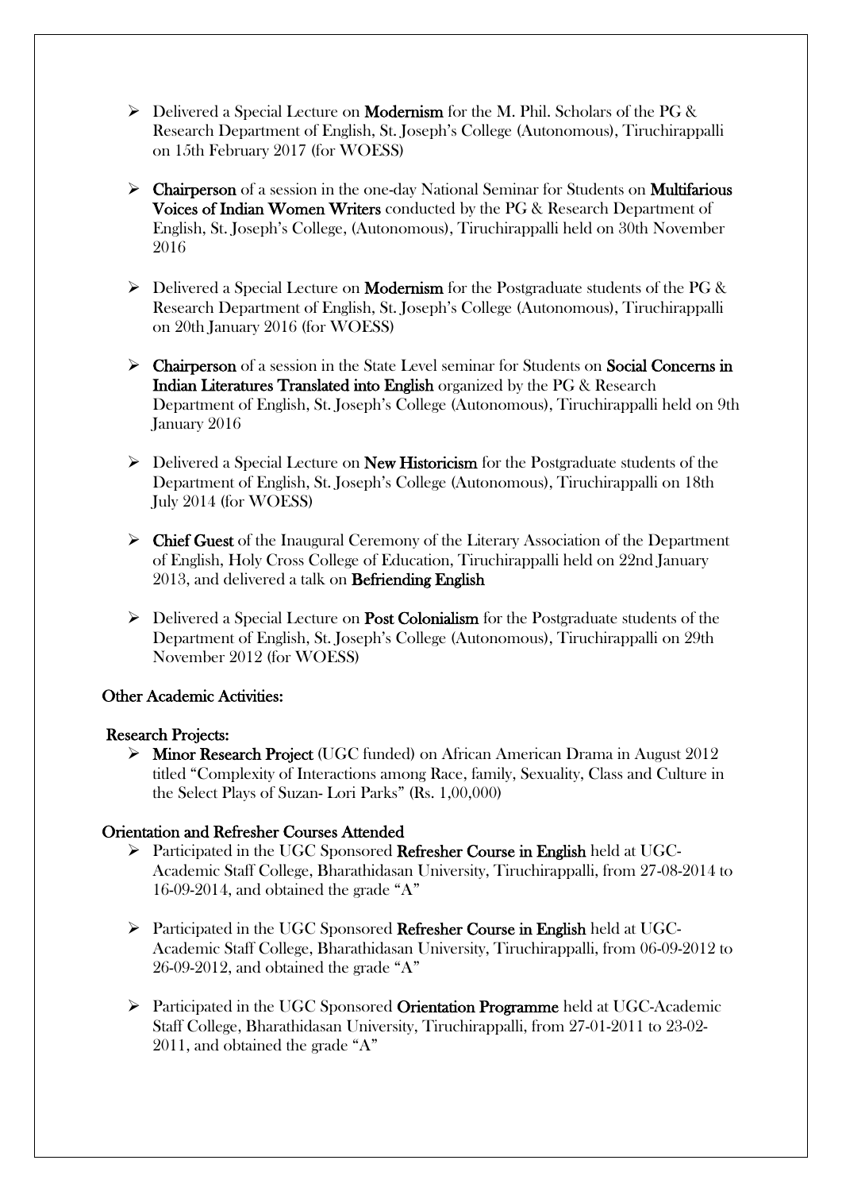- Delivered a Special Lecture on **Modernism** for the M. Phil. Scholars of the PG & Research Department of English, St. Joseph's College (Autonomous), Tiruchirappalli on 15th February 2017 (for WOESS)

- **Chairperson** of a session in the one-day National Seminar for Students on **Multifarious Voices of Indian Women Writers** conducted by the PG & Research Department of English, St. Joseph's College, (Autonomous), Tiruchirappalli held on 30th November 2016

- Delivered a Special Lecture on **Modernism** for the Postgraduate students of the PG & Research Department of English, St. Joseph's College (Autonomous), Tiruchirappalli on 20th January 2016 (for WOESS)

- **Chairperson** of a session in the State Level seminar for Students on **Social Concerns in Indian Literatures Translated into English** organized by the PG & Research Department of English, St. Joseph's College (Autonomous), Tiruchirappalli held on 9th January 2016

- Delivered a Special Lecture on **New Historicism** for the Postgraduate students of the Department of English, St. Joseph's College (Autonomous), Tiruchirappalli on 18th July 2014 (for WOESS)

- **Chief Guest** of the Inaugural Ceremony of the Literary Association of the Department of English, Holy Cross College of Education, Tiruchirappalli held on 22nd January 2013, and delivered a talk on **Befriending English**

- Delivered a Special Lecture on **Post Colonialism** for the Postgraduate students of the Department of English, St. Joseph's College (Autonomous), Tiruchirappalli on 29th November 2012 (for WOESS)

### Other Academic Activities:

#### Research Projects:

- **Minor Research Project** (UGC funded) on African American Drama in August 2012 titled "Complexity of Interactions among Race, family, Sexuality, Class and Culture in the Select Plays of Suzan- Lori Parks" (Rs. 1,00,000)

### Orientation and Refresher Courses Attended

- Participated in the UGC Sponsored **Refresher Course in English** held at UGC-Academic Staff College, Bharathidasan University, Tiruchirappalli, from 27-08-2014 to 16-09-2014, and obtained the grade "A"

- Participated in the UGC Sponsored **Refresher Course in English** held at UGC-Academic Staff College, Bharathidasan University, Tiruchirappalli, from 06-09-2012 to 26-09-2012, and obtained the grade "A"

- Participated in the UGC Sponsored **Orientation Programme** held at UGC-Academic Staff College, Bharathidasan University, Tiruchirappalli, from 27-01-2011 to 23-02-2011, and obtained the grade "A"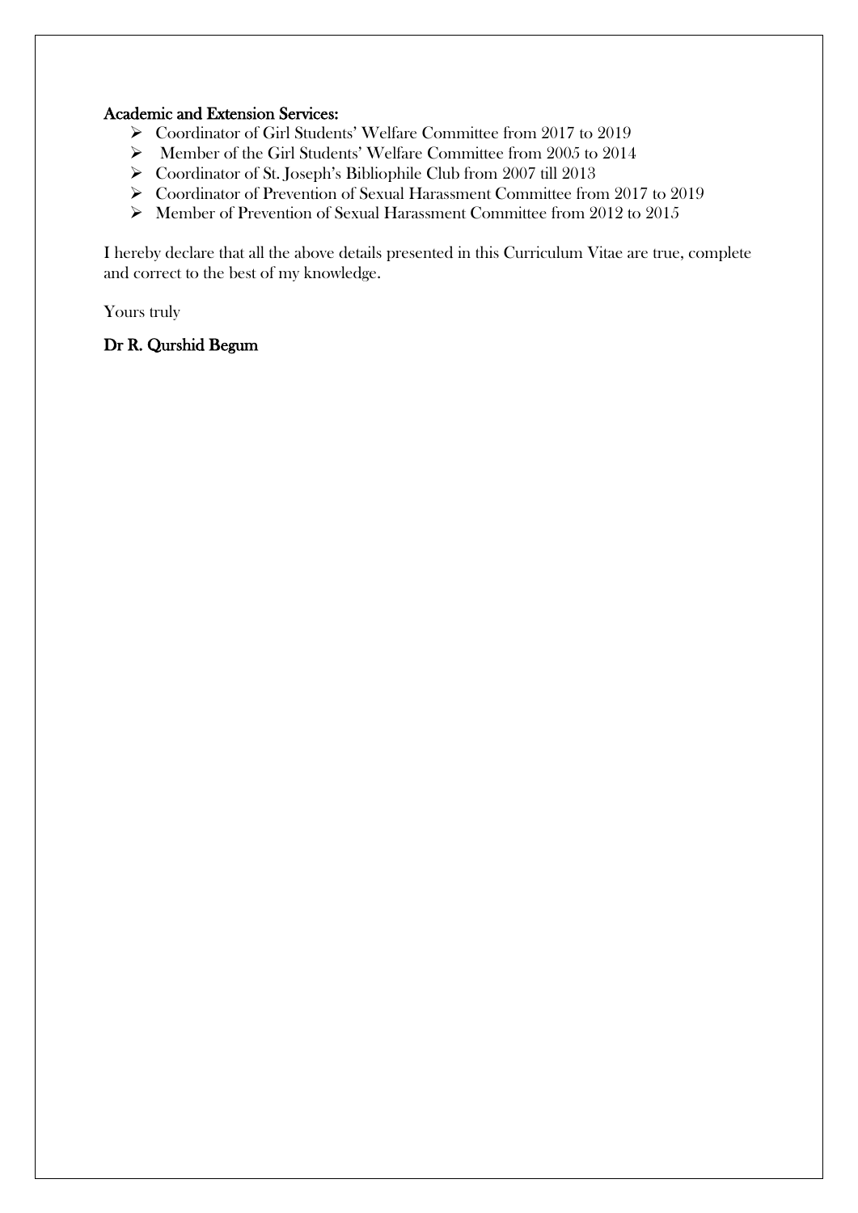**Academic and Extension Services:**

- Coordinator of Girl Students' Welfare Committee from 2017 to 2019
- Member of the Girl Students' Welfare Committee from 2005 to 2014
- Coordinator of St. Joseph's Bibliophile Club from 2007 till 2013
- Coordinator of Prevention of Sexual Harassment Committee from 2017 to 2019
- Member of Prevention of Sexual Harassment Committee from 2012 to 2015

I hereby declare that all the above details presented in this Curriculum Vitae are true, complete and correct to the best of my knowledge.

Yours truly

**Dr R. Qurshid Begum**